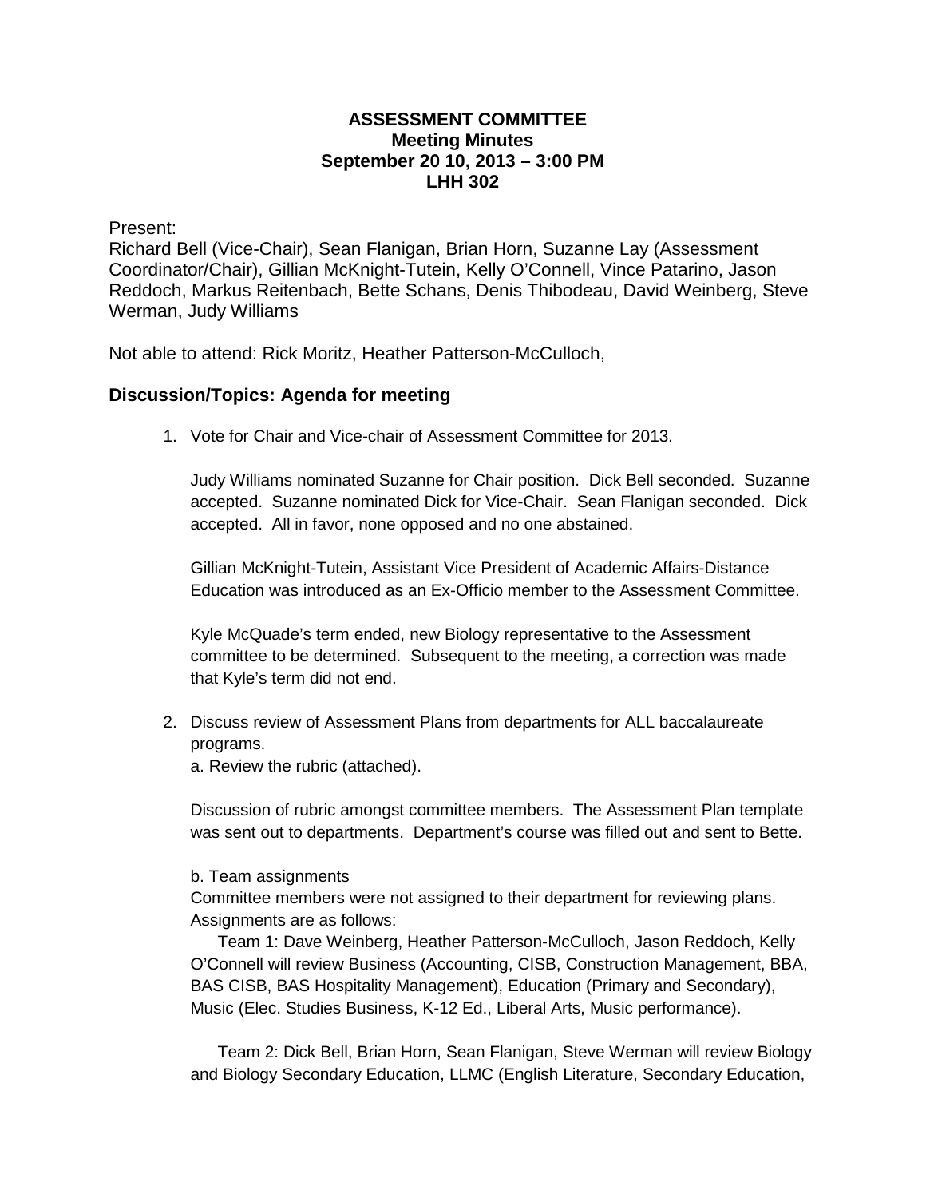**ASSESSMENT COMMITTEE**
**Meeting Minutes**
**September 20 10, 2013 – 3:00 PM**
**LHH 302**

Present:
Richard Bell (Vice-Chair), Sean Flanigan, Brian Horn, Suzanne Lay (Assessment Coordinator/Chair), Gillian McKnight-Tutein, Kelly O'Connell, Vince Patarino, Jason Reddoch, Markus Reitenbach, Bette Schans, Denis Thibodeau, David Weinberg, Steve Werman, Judy Williams

Not able to attend: Rick Moritz, Heather Patterson-McCulloch,

## Discussion/Topics: Agenda for meeting

1. Vote for Chair and Vice-chair of Assessment Committee for 2013.

   Judy Williams nominated Suzanne for Chair position. Dick Bell seconded. Suzanne accepted. Suzanne nominated Dick for Vice-Chair. Sean Flanigan seconded. Dick accepted. All in favor, none opposed and no one abstained.

   Gillian McKnight-Tutein, Assistant Vice President of Academic Affairs-Distance Education was introduced as an Ex-Officio member to the Assessment Committee.

   Kyle McQuade's term ended, new Biology representative to the Assessment committee to be determined. Subsequent to the meeting, a correction was made that Kyle's term did not end.

2. Discuss review of Assessment Plans from departments for ALL baccalaureate programs.
   a. Review the rubric (attached).

   Discussion of rubric amongst committee members. The Assessment Plan template was sent out to departments. Department's course was filled out and sent to Bette.

   b. Team assignments
   Committee members were not assigned to their department for reviewing plans. Assignments are as follows:
   Team 1: Dave Weinberg, Heather Patterson-McCulloch, Jason Reddoch, Kelly O'Connell will review Business (Accounting, CISB, Construction Management, BBA, BAS CISB, BAS Hospitality Management), Education (Primary and Secondary), Music (Elec. Studies Business, K-12 Ed., Liberal Arts, Music performance).

   Team 2: Dick Bell, Brian Horn, Sean Flanigan, Steve Werman will review Biology and Biology Secondary Education, LLMC (English Literature, Secondary Education,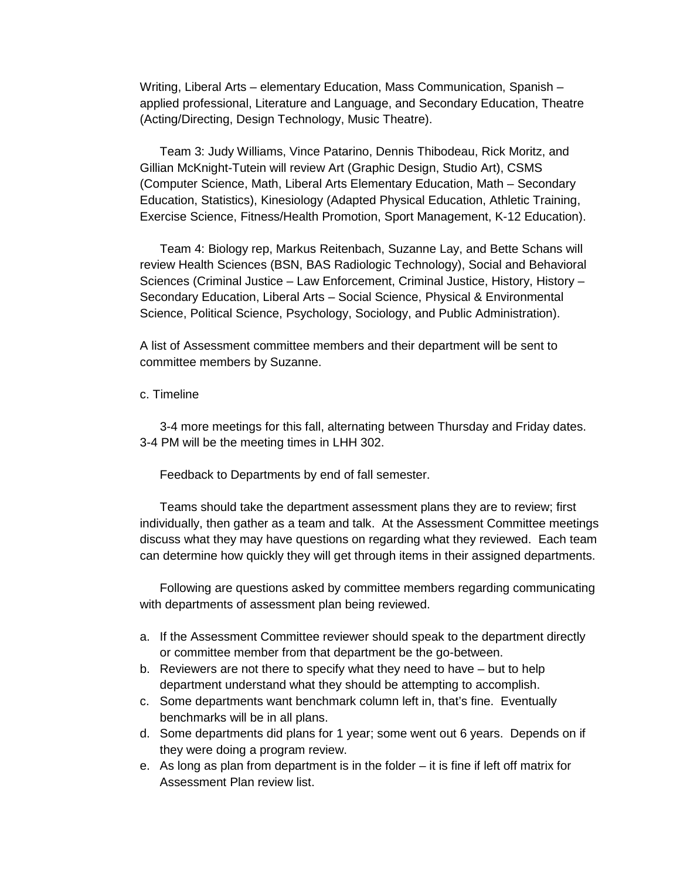Writing, Liberal Arts – elementary Education, Mass Communication, Spanish – applied professional, Literature and Language, and Secondary Education, Theatre (Acting/Directing, Design Technology, Music Theatre).

Team 3: Judy Williams, Vince Patarino, Dennis Thibodeau, Rick Moritz, and Gillian McKnight-Tutein will review Art (Graphic Design, Studio Art), CSMS (Computer Science, Math, Liberal Arts Elementary Education, Math – Secondary Education, Statistics), Kinesiology (Adapted Physical Education, Athletic Training, Exercise Science, Fitness/Health Promotion, Sport Management, K-12 Education).

Team 4: Biology rep, Markus Reitenbach, Suzanne Lay, and Bette Schans will review Health Sciences (BSN, BAS Radiologic Technology), Social and Behavioral Sciences (Criminal Justice – Law Enforcement, Criminal Justice, History, History – Secondary Education, Liberal Arts – Social Science, Physical & Environmental Science, Political Science, Psychology, Sociology, and Public Administration).

A list of Assessment committee members and their department will be sent to committee members by Suzanne.

c. Timeline

3-4 more meetings for this fall, alternating between Thursday and Friday dates. 3-4 PM will be the meeting times in LHH 302.

Feedback to Departments by end of fall semester.

Teams should take the department assessment plans they are to review; first individually, then gather as a team and talk. At the Assessment Committee meetings discuss what they may have questions on regarding what they reviewed. Each team can determine how quickly they will get through items in their assigned departments.

Following are questions asked by committee members regarding communicating with departments of assessment plan being reviewed.

a. If the Assessment Committee reviewer should speak to the department directly or committee member from that department be the go-between.
b. Reviewers are not there to specify what they need to have – but to help department understand what they should be attempting to accomplish.
c. Some departments want benchmark column left in, that's fine. Eventually benchmarks will be in all plans.
d. Some departments did plans for 1 year; some went out 6 years. Depends on if they were doing a program review.
e. As long as plan from department is in the folder – it is fine if left off matrix for Assessment Plan review list.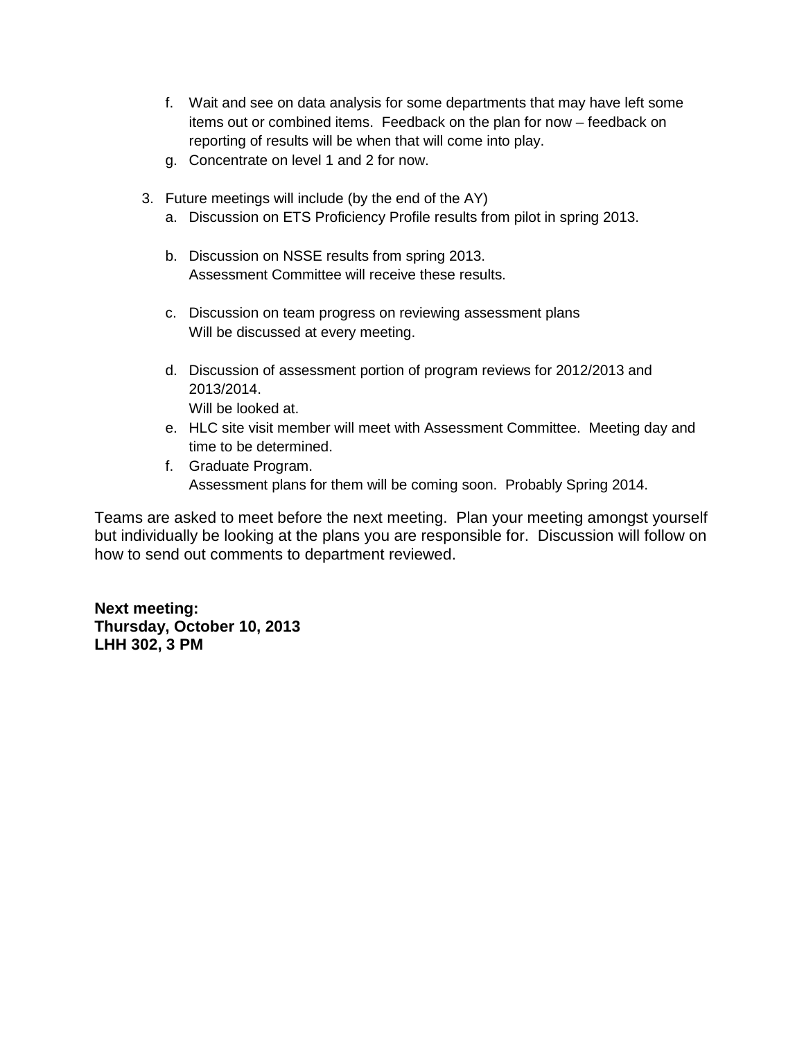f. Wait and see on data analysis for some departments that may have left some items out or combined items. Feedback on the plan for now – feedback on reporting of results will be when that will come into play.
g. Concentrate on level 1 and 2 for now.

3. Future meetings will include (by the end of the AY)
   a. Discussion on ETS Proficiency Profile results from pilot in spring 2013.

   b. Discussion on NSSE results from spring 2013.
      Assessment Committee will receive these results.

   c. Discussion on team progress on reviewing assessment plans
      Will be discussed at every meeting.

   d. Discussion of assessment portion of program reviews for 2012/2013 and 2013/2014.
      Will be looked at.
   e. HLC site visit member will meet with Assessment Committee. Meeting day and time to be determined.
   f. Graduate Program.
      Assessment plans for them will be coming soon. Probably Spring 2014.

Teams are asked to meet before the next meeting. Plan your meeting amongst yourself but individually be looking at the plans you are responsible for. Discussion will follow on how to send out comments to department reviewed.

**Next meeting:**
**Thursday, October 10, 2013**
**LHH 302, 3 PM**